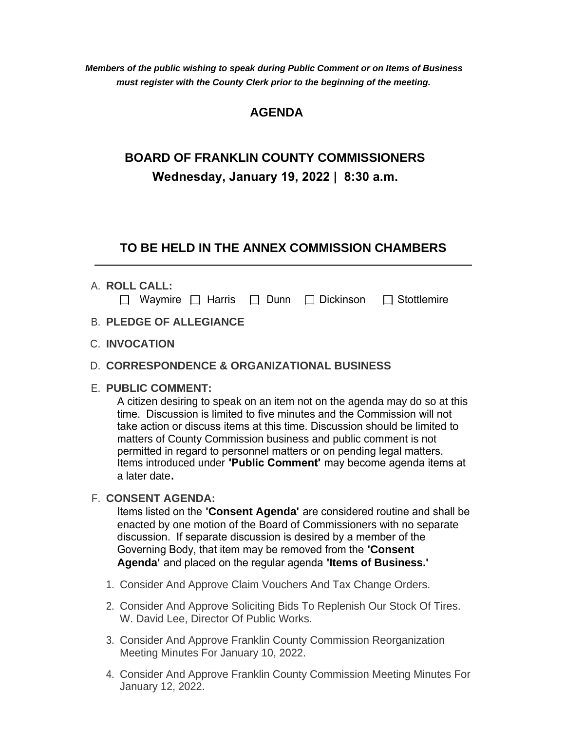***Members of the public wishing to speak during Public Comment or on Items of Business must register with the County Clerk prior to the beginning of the meeting.***

# AGENDA

## BOARD OF FRANKLIN COUNTY COMMISSIONERS

### Wednesday, January 19, 2022 | 8:30 a.m.

### TO BE HELD IN THE ANNEX COMMISSION CHAMBERS

A. **ROLL CALL:**

☐ Waymire ☐ Harris ☐ Dunn ☐ Dickinson ☐ Stottlemire

B. **PLEDGE OF ALLEGIANCE**

C. **INVOCATION**

D. **CORRESPONDENCE & ORGANIZATIONAL BUSINESS**

E. **PUBLIC COMMENT:**

A citizen desiring to speak on an item not on the agenda may do so at this time. Discussion is limited to five minutes and the Commission will not take action or discuss items at this time. Discussion should be limited to matters of County Commission business and public comment is not permitted in regard to personnel matters or on pending legal matters. Items introduced under **'Public Comment'** may become agenda items at a later date**.**

F. **CONSENT AGENDA:**

Items listed on the **'Consent Agenda'** are considered routine and shall be enacted by one motion of the Board of Commissioners with no separate discussion. If separate discussion is desired by a member of the Governing Body, that item may be removed from the **'Consent Agenda'** and placed on the regular agenda **'Items of Business.'**

1. Consider And Approve Claim Vouchers And Tax Change Orders.
2. Consider And Approve Soliciting Bids To Replenish Our Stock Of Tires. W. David Lee, Director Of Public Works.
3. Consider And Approve Franklin County Commission Reorganization Meeting Minutes For January 10, 2022.
4. Consider And Approve Franklin County Commission Meeting Minutes For January 12, 2022.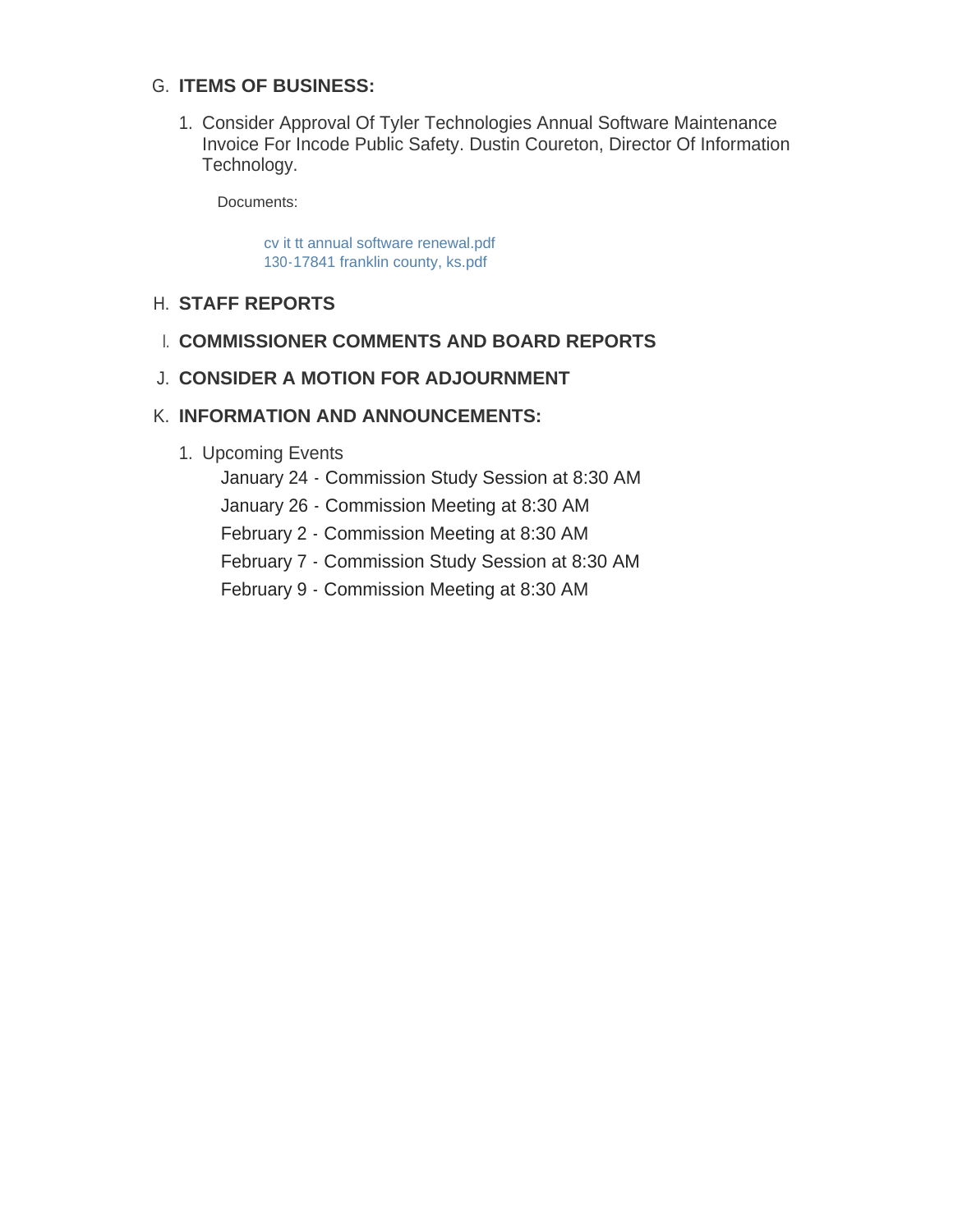## G. **ITEMS OF BUSINESS:**

1. Consider Approval Of Tyler Technologies Annual Software Maintenance Invoice For Incode Public Safety. Dustin Coureton, Director Of Information Technology.

   Documents:

   cv it tt annual software renewal.pdf
   130-17841 franklin county, ks.pdf

## H. **STAFF REPORTS**

## I. **COMMISSIONER COMMENTS AND BOARD REPORTS**

## J. **CONSIDER A MOTION FOR ADJOURNMENT**

## K. **INFORMATION AND ANNOUNCEMENTS:**

1. Upcoming Events

   January 24 - Commission Study Session at 8:30 AM

   January 26 - Commission Meeting at 8:30 AM

   February 2 - Commission Meeting at 8:30 AM

   February 7 - Commission Study Session at 8:30 AM

   February 9 - Commission Meeting at 8:30 AM